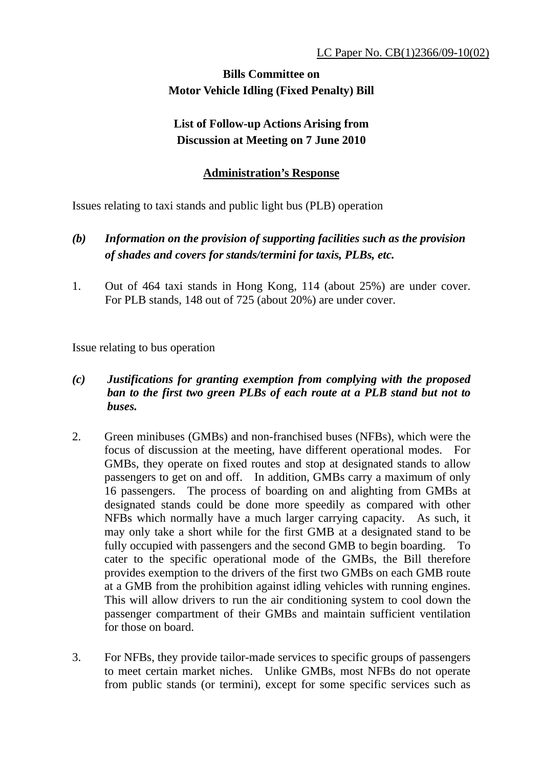<u>LC Paper No. CB(1)2366/09-10(02)</u>

**Bills Committee on**
**Motor Vehicle Idling (Fixed Penalty) Bill**

**List of Follow-up Actions Arising from**
**Discussion at Meeting on 7 June 2010**

**<u>Administration's Response</u>**

Issues relating to taxi stands and public light bus (PLB) operation

***(b) Information on the provision of supporting facilities such as the provision of shades and covers for stands/termini for taxis, PLBs, etc.***

1. Out of 464 taxi stands in Hong Kong, 114 (about 25%) are under cover. For PLB stands, 148 out of 725 (about 20%) are under cover.

Issue relating to bus operation

***(c) Justifications for granting exemption from complying with the proposed ban to the first two green PLBs of each route at a PLB stand but not to buses.***

2. Green minibuses (GMBs) and non-franchised buses (NFBs), which were the focus of discussion at the meeting, have different operational modes. For GMBs, they operate on fixed routes and stop at designated stands to allow passengers to get on and off. In addition, GMBs carry a maximum of only 16 passengers. The process of boarding on and alighting from GMBs at designated stands could be done more speedily as compared with other NFBs which normally have a much larger carrying capacity. As such, it may only take a short while for the first GMB at a designated stand to be fully occupied with passengers and the second GMB to begin boarding. To cater to the specific operational mode of the GMBs, the Bill therefore provides exemption to the drivers of the first two GMBs on each GMB route at a GMB from the prohibition against idling vehicles with running engines. This will allow drivers to run the air conditioning system to cool down the passenger compartment of their GMBs and maintain sufficient ventilation for those on board.

3. For NFBs, they provide tailor-made services to specific groups of passengers to meet certain market niches. Unlike GMBs, most NFBs do not operate from public stands (or termini), except for some specific services such as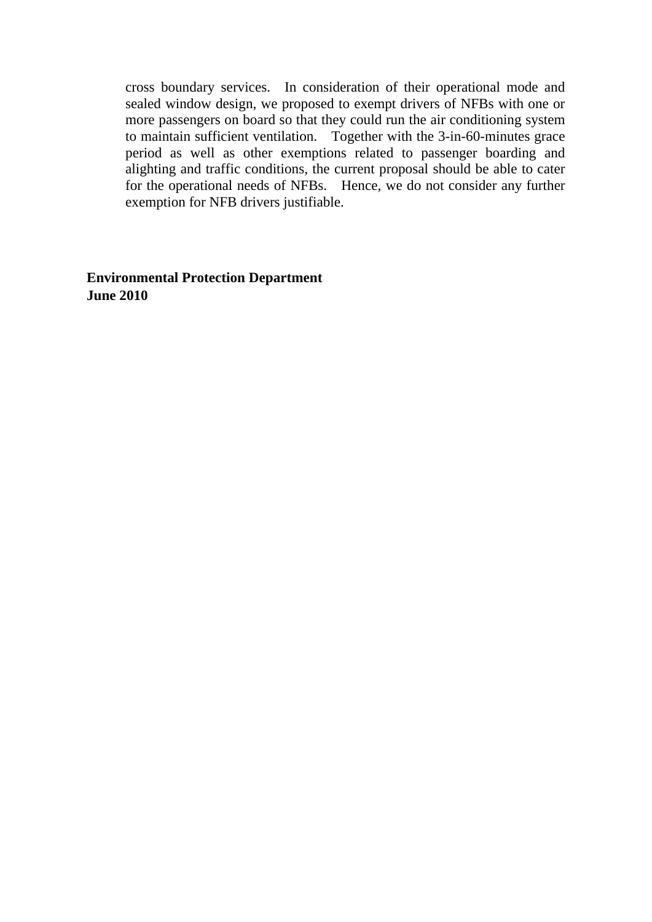cross boundary services. In consideration of their operational mode and sealed window design, we proposed to exempt drivers of NFBs with one or more passengers on board so that they could run the air conditioning system to maintain sufficient ventilation. Together with the 3-in-60-minutes grace period as well as other exemptions related to passenger boarding and alighting and traffic conditions, the current proposal should be able to cater for the operational needs of NFBs. Hence, we do not consider any further exemption for NFB drivers justifiable.

**Environmental Protection Department**
**June 2010**